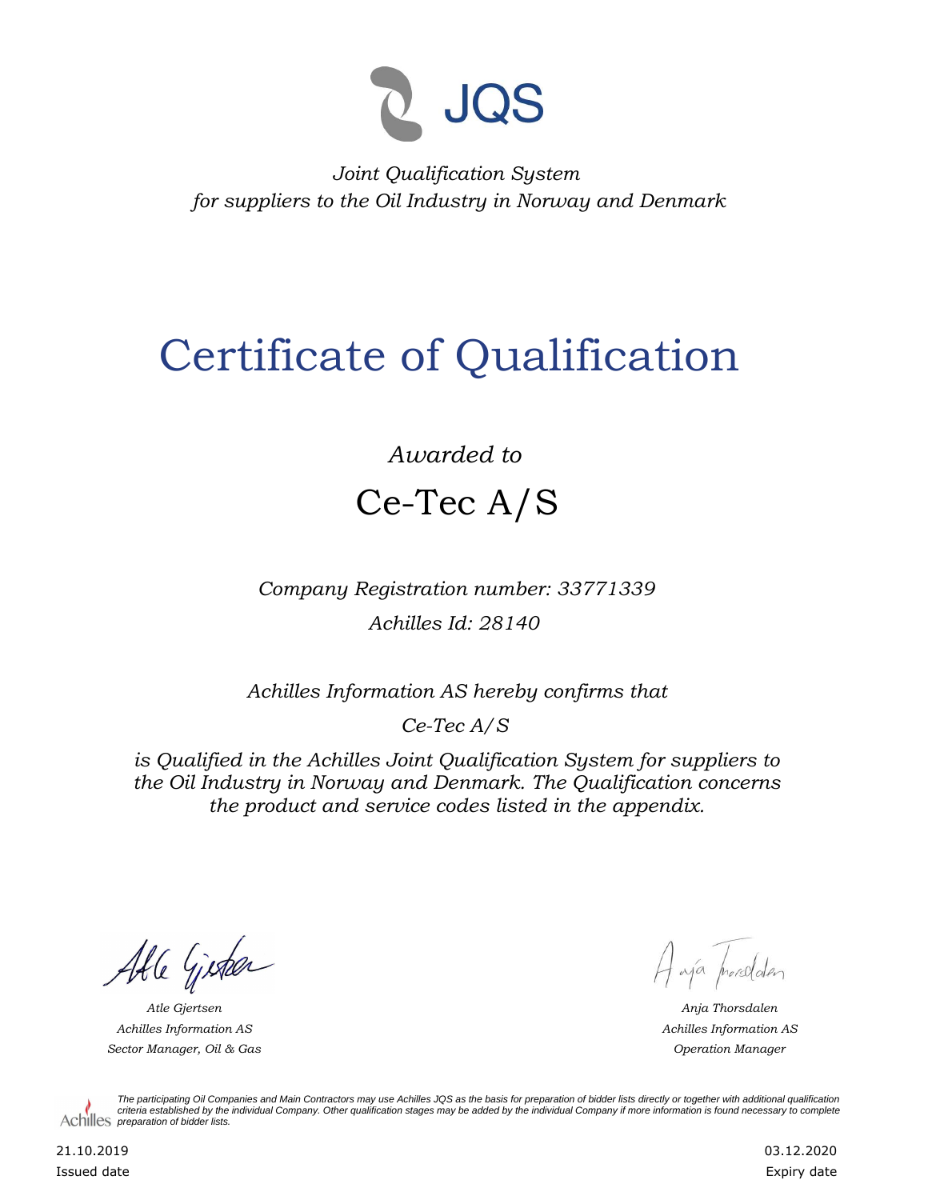JQS

*Joint Qualification System*
*for suppliers to the Oil Industry in Norway and Denmark*

# Certificate of Qualification

*Awarded to*

## Ce-Tec A/S

*Company Registration number: 33771339*

*Achilles Id: 28140*

*Achilles Information AS hereby confirms that*

*Ce-Tec A/S*

*is Qualified in the Achilles Joint Qualification System for suppliers to the Oil Industry in Norway and Denmark. The Qualification concerns the product and service codes listed in the appendix.*

*Atle Gjertsen*
*Achilles Information AS*
*Sector Manager, Oil & Gas*

*Anja Thorsdalen*
*Achilles Information AS*
*Operation Manager*

Achilles

*The participating Oil Companies and Main Contractors may use Achilles JQS as the basis for preparation of bidder lists directly or together with additional qualification criteria established by the individual Company. Other qualification stages may be added by the individual Company if more information is found necessary to complete preparation of bidder lists.*

21.10.2019
Issued date

03.12.2020
Expiry date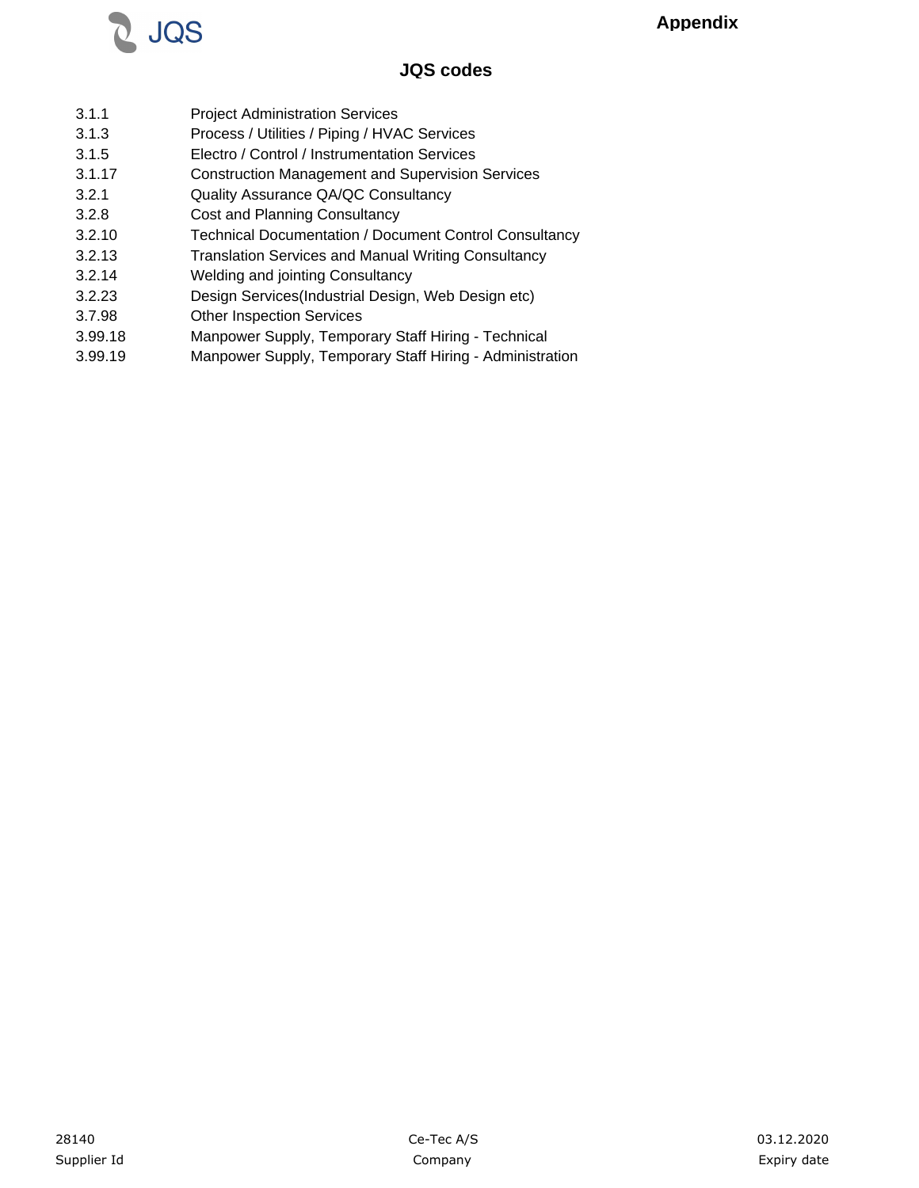Appendix

## JQS codes

| | |
|---|---|
| 3.1.1 | Project Administration Services |
| 3.1.3 | Process / Utilities / Piping / HVAC Services |
| 3.1.5 | Electro / Control / Instrumentation Services |
| 3.1.17 | Construction Management and Supervision Services |
| 3.2.1 | Quality Assurance QA/QC Consultancy |
| 3.2.8 | Cost and Planning Consultancy |
| 3.2.10 | Technical Documentation / Document Control Consultancy |
| 3.2.13 | Translation Services and Manual Writing Consultancy |
| 3.2.14 | Welding and jointing Consultancy |
| 3.2.23 | Design Services(Industrial Design, Web Design etc) |
| 3.7.98 | Other Inspection Services |
| 3.99.18 | Manpower Supply, Temporary Staff Hiring - Technical |
| 3.99.19 | Manpower Supply, Temporary Staff Hiring - Administration |

| | | |
|---|---|---|
| 28140 | Ce-Tec A/S | 03.12.2020 |
| Supplier Id | Company | Expiry date |